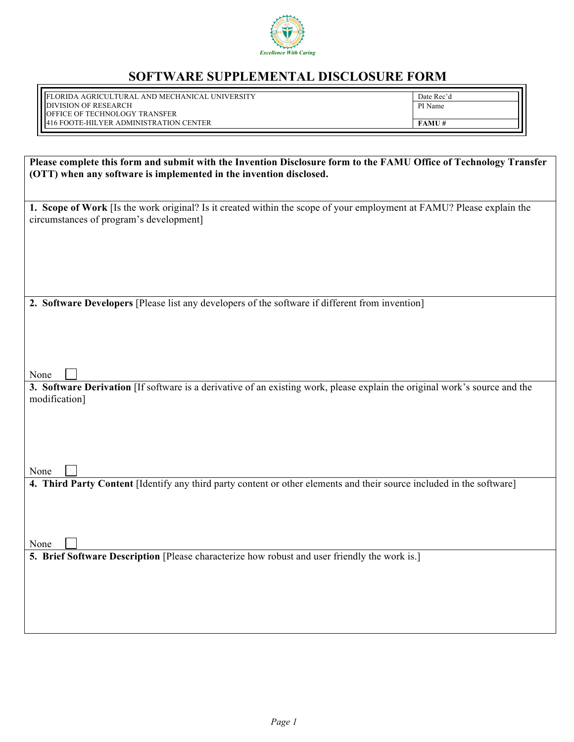*Excellence With Caring*

# SOFTWARE SUPPLEMENTAL DISCLOSURE FORM

| FLORIDA AGRICULTURAL AND MECHANICAL UNIVERSITY<br>DIVISION OF RESEARCH<br>OFFICE OF TECHNOLOGY TRANSFER<br>416 FOOTE-HILYER ADMINISTRATION CENTER | Date Rec'd<br>PI Name<br>**FAMU #** |
|---|---|

**Please complete this form and submit with the Invention Disclosure form to the FAMU Office of Technology Transfer (OTT) when any software is implemented in the invention disclosed.**

**1. Scope of Work** [Is the work original? Is it created within the scope of your employment at FAMU? Please explain the circumstances of program's development]

**2. Software Developers** [Please list any developers of the software if different from invention]

None ☐

**3. Software Derivation** [If software is a derivative of an existing work, please explain the original work's source and the modification]

None ☐

**4. Third Party Content** [Identify any third party content or other elements and their source included in the software]

None ☐

**5. Brief Software Description** [Please characterize how robust and user friendly the work is.]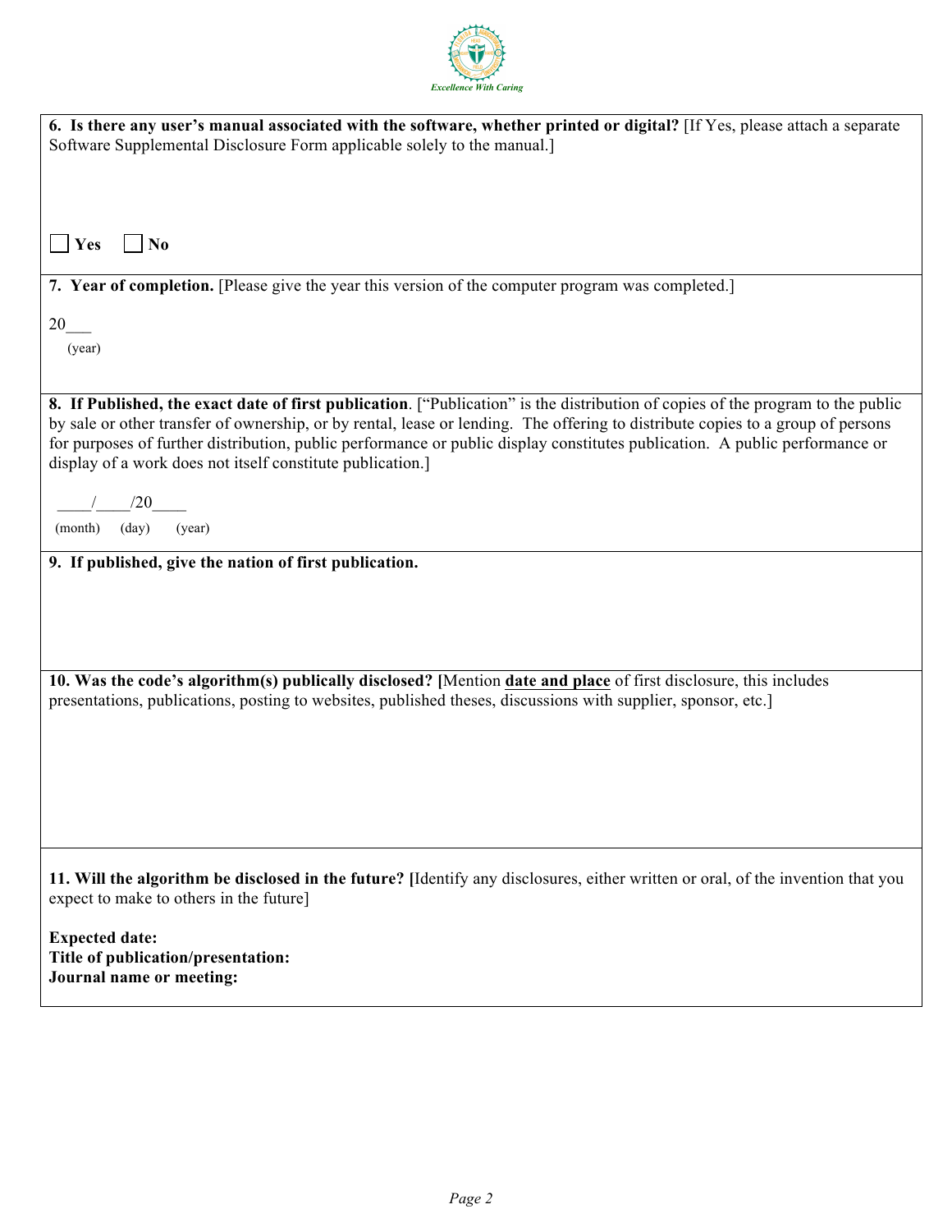**6. Is there any user's manual associated with the software, whether printed or digital?** [If Yes, please attach a separate Software Supplemental Disclosure Form applicable solely to the manual.]

☐ **Yes** ☐ **No**

**7. Year of completion.** [Please give the year this version of the computer program was completed.]

20___
(year)

**8. If Published, the exact date of first publication**. ["Publication" is the distribution of copies of the program to the public by sale or other transfer of ownership, or by rental, lease or lending. The offering to distribute copies to a group of persons for purposes of further distribution, public performance or public display constitutes publication. A public performance or display of a work does not itself constitute publication.]

____/____/20____
(month) (day) (year)

**9. If published, give the nation of first publication.**

**10. Was the code's algorithm(s) publically disclosed? [**Mention **date and place** of first disclosure, this includes presentations, publications, posting to websites, published theses, discussions with supplier, sponsor, etc.]

**11. Will the algorithm be disclosed in the future? [**Identify any disclosures, either written or oral, of the invention that you expect to make to others in the future]

**Expected date:**
**Title of publication/presentation:**
**Journal name or meeting:**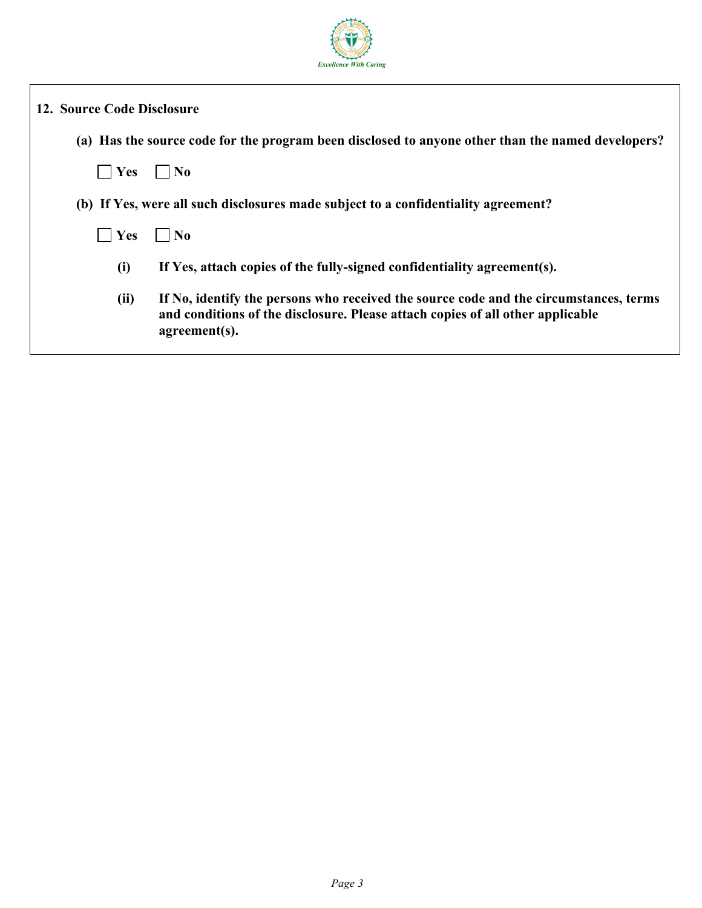## 12. Source Code Disclosure

**(a) Has the source code for the program been disclosed to anyone other than the named developers?**

☐ **Yes** ☐ **No**

**(b) If Yes, were all such disclosures made subject to a confidentiality agreement?**

☐ **Yes** ☐ **No**

**(i)** **If Yes, attach copies of the fully-signed confidentiality agreement(s).**

**(ii)** **If No, identify the persons who received the source code and the circumstances, terms and conditions of the disclosure. Please attach copies of all other applicable agreement(s).**